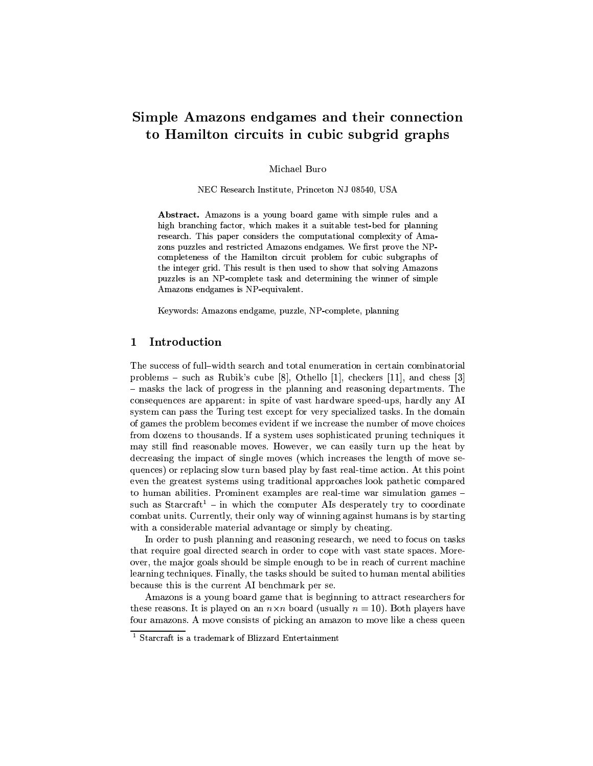# Simple Amazons endgames and their connection to Hamilton circuits in cubic subgrid graphs

Michael Buro

NEC Research Institute, Princeton NJ 08540, USA

**Abstract.** Amazons is a young board game with simple rules and a high branching factor, which makes it a suitable test-bed for planning research. This paper considers the computational complexity of Amazons puzzles and restricted Amazons endgames. We first prove the NP-completeness of the Hamilton circuit problem for cubic subgraphs of the integer grid. This result is then used to show that solving Amazons puzzles is an NP-complete task and determining the winner of simple Amazons endgames is NP-equivalent.

Keywords: Amazons endgame, puzzle, NP-complete, planning

## 1 Introduction

The success of full–width search and total enumeration in certain combinatorial problems – such as Rubik's cube [8], Othello [1], checkers [11], and chess [3] – masks the lack of progress in the planning and reasoning departments. The consequences are apparent: in spite of vast hardware speed-ups, hardly any AI system can pass the Turing test except for very specialized tasks. In the domain of games the problem becomes evident if we increase the number of move choices from dozens to thousands. If a system uses sophisticated pruning techniques it may still find reasonable moves. However, we can easily turn up the heat by decreasing the impact of single moves (which increases the length of move sequences) or replacing slow turn based play by fast real-time action. At this point even the greatest systems using traditional approaches look pathetic compared to human abilities. Prominent examples are real-time war simulation games – such as Starcraft[1] – in which the computer AIs desperately try to coordinate combat units. Currently, their only way of winning against humans is by starting with a considerable material advantage or simply by cheating.

In order to push planning and reasoning research, we need to focus on tasks that require goal directed search in order to cope with vast state spaces. Moreover, the major goals should be simple enough to be in reach of current machine learning techniques. Finally, the tasks should be suited to human mental abilities because this is the current AI benchmark per se.

Amazons is a young board game that is beginning to attract researchers for these reasons. It is played on an $n \times n$ board (usually $n = 10$). Both players have four amazons. A move consists of picking an amazon to move like a chess queen

[1] Starcraft is a trademark of Blizzard Entertainment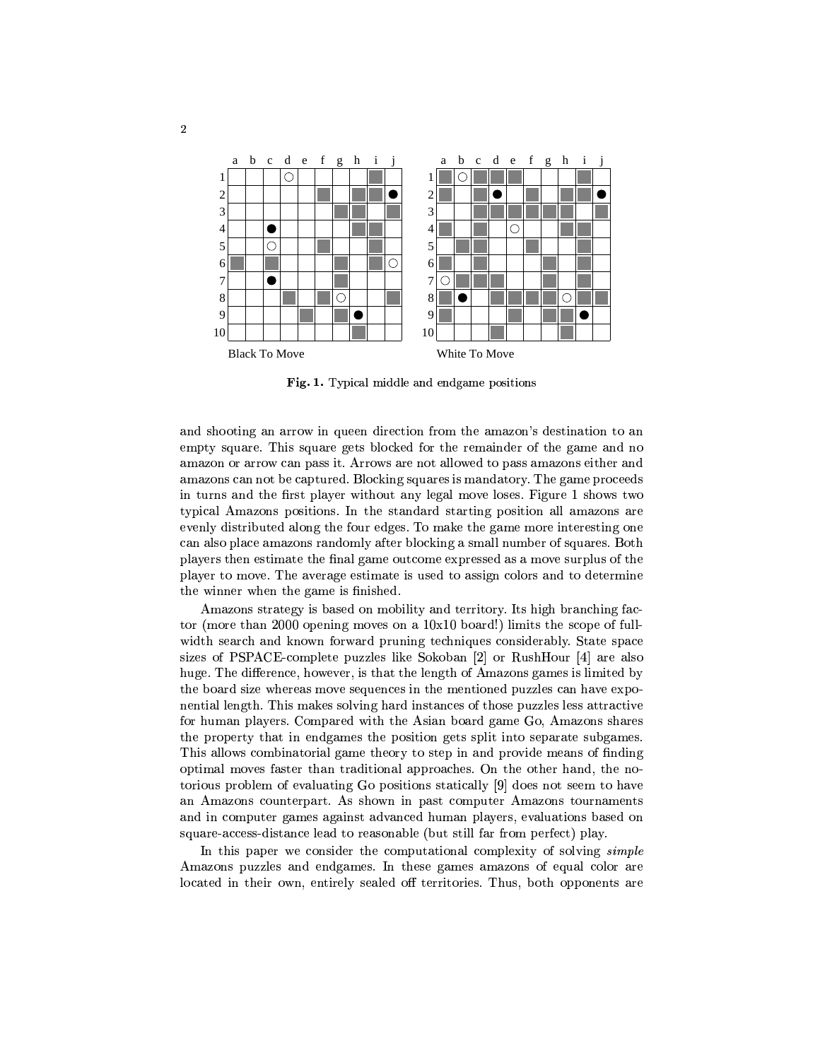Black To Move

White To Move

**Fig. 1.** Typical middle and endgame positions

and shooting an arrow in queen direction from the amazon's destination to an empty square. This square gets blocked for the remainder of the game and no amazon or arrow can pass it. Arrows are not allowed to pass amazons either and amazons can not be captured. Blocking squares is mandatory. The game proceeds in turns and the first player without any legal move loses. Figure 1 shows two typical Amazons positions. In the standard starting position all amazons are evenly distributed along the four edges. To make the game more interesting one can also place amazons randomly after blocking a small number of squares. Both players then estimate the final game outcome expressed as a move surplus of the player to move. The average estimate is used to assign colors and to determine the winner when the game is finished.

Amazons strategy is based on mobility and territory. Its high branching factor (more than 2000 opening moves on a 10x10 board!) limits the scope of full-width search and known forward pruning techniques considerably. State space sizes of PSPACE-complete puzzles like Sokoban [2] or RushHour [4] are also huge. The difference, however, is that the length of Amazons games is limited by the board size whereas move sequences in the mentioned puzzles can have exponential length. This makes solving hard instances of those puzzles less attractive for human players. Compared with the Asian board game Go, Amazons shares the property that in endgames the position gets split into separate subgames. This allows combinatorial game theory to step in and provide means of finding optimal moves faster than traditional approaches. On the other hand, the notorious problem of evaluating Go positions statically [9] does not seem to have an Amazons counterpart. As shown in past computer Amazons tournaments and in computer games against advanced human players, evaluations based on square-access-distance lead to reasonable (but still far from perfect) play.

In this paper we consider the computational complexity of solving *simple* Amazons puzzles and endgames. In these games amazons of equal color are located in their own, entirely sealed off territories. Thus, both opponents are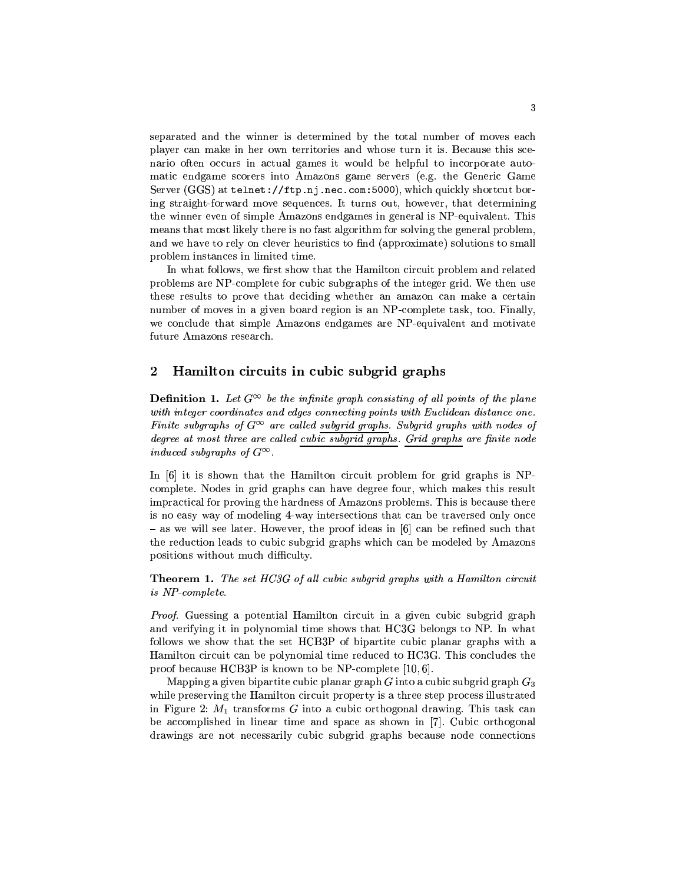separated and the winner is determined by the total number of moves each player can make in her own territories and whose turn it is. Because this scenario often occurs in actual games it would be helpful to incorporate automatic endgame scorers into Amazons game servers (e.g. the Generic Game Server (GGS) at `telnet://ftp.nj.nec.com:5000`), which quickly shortcut boring straight-forward move sequences. It turns out, however, that determining the winner even of simple Amazons endgames in general is NP-equivalent. This means that most likely there is no fast algorithm for solving the general problem, and we have to rely on clever heuristics to find (approximate) solutions to small problem instances in limited time.

In what follows, we first show that the Hamilton circuit problem and related problems are NP-complete for cubic subgraphs of the integer grid. We then use these results to prove that deciding whether an amazon can make a certain number of moves in a given board region is an NP-complete task, too. Finally, we conclude that simple Amazons endgames are NP-equivalent and motivate future Amazons research.

## 2 Hamilton circuits in cubic subgrid graphs

**Definition 1.** *Let $G^{\infty}$ be the infinite graph consisting of all points of the plane with integer coordinates and edges connecting points with Euclidean distance one. Finite subgraphs of $G^{\infty}$ are called* <u>*subgrid graphs*</u>*. Subgrid graphs with nodes of degree at most three are called* <u>*cubic subgrid graphs*</u>*.* <u>*Grid graphs*</u> *are finite node induced subgraphs of $G^{\infty}$.*

In [6] it is shown that the Hamilton circuit problem for grid graphs is NP-complete. Nodes in grid graphs can have degree four, which makes this result impractical for proving the hardness of Amazons problems. This is because there is no easy way of modeling 4-way intersections that can be traversed only once – as we will see later. However, the proof ideas in [6] can be refined such that the reduction leads to cubic subgrid graphs which can be modeled by Amazons positions without much difficulty.

**Theorem 1.** *The set HC3G of all cubic subgrid graphs with a Hamilton circuit is NP-complete.*

*Proof.* Guessing a potential Hamilton circuit in a given cubic subgrid graph and verifying it in polynomial time shows that HC3G belongs to NP. In what follows we show that the set HCB3P of bipartite cubic planar graphs with a Hamilton circuit can be polynomial time reduced to HC3G. This concludes the proof because HCB3P is known to be NP-complete [10, 6].

Mapping a given bipartite cubic planar graph $G$ into a cubic subgrid graph $G_3$ while preserving the Hamilton circuit property is a three step process illustrated in Figure 2: $M_1$ transforms $G$ into a cubic orthogonal drawing. This task can be accomplished in linear time and space as shown in [7]. Cubic orthogonal drawings are not necessarily cubic subgrid graphs because node connections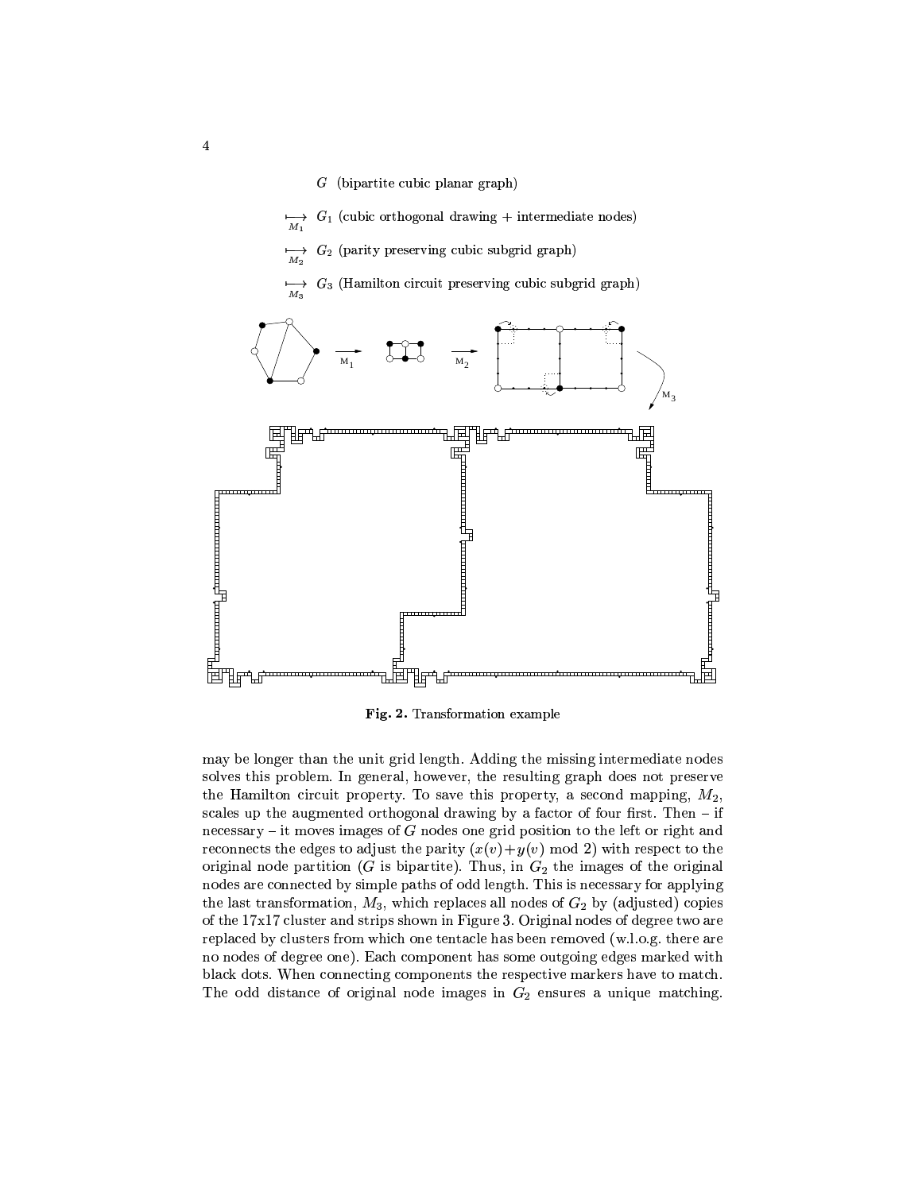$G$ (bipartite cubic planar graph)

$\underset{M_1}{\longmapsto}$ $G_1$ (cubic orthogonal drawing + intermediate nodes)

$\underset{M_2}{\longmapsto}$ $G_2$ (parity preserving cubic subgrid graph)

$\underset{M_3}{\longmapsto}$ $G_3$ (Hamilton circuit preserving cubic subgrid graph)

**Fig. 2.** Transformation example

may be longer than the unit grid length. Adding the missing intermediate nodes solves this problem. In general, however, the resulting graph does not preserve the Hamilton circuit property. To save this property, a second mapping, $M_2$, scales up the augmented orthogonal drawing by a factor of four first. Then – if necessary – it moves images of $G$ nodes one grid position to the left or right and reconnects the edges to adjust the parity $(x(v)+y(v) \bmod 2)$ with respect to the original node partition ($G$ is bipartite). Thus, in $G_2$ the images of the original nodes are connected by simple paths of odd length. This is necessary for applying the last transformation, $M_3$, which replaces all nodes of $G_2$ by (adjusted) copies of the 17x17 cluster and strips shown in Figure 3. Original nodes of degree two are replaced by clusters from which one tentacle has been removed (w.l.o.g. there are no nodes of degree one). Each component has some outgoing edges marked with black dots. When connecting components the respective markers have to match. The odd distance of original node images in $G_2$ ensures a unique matching.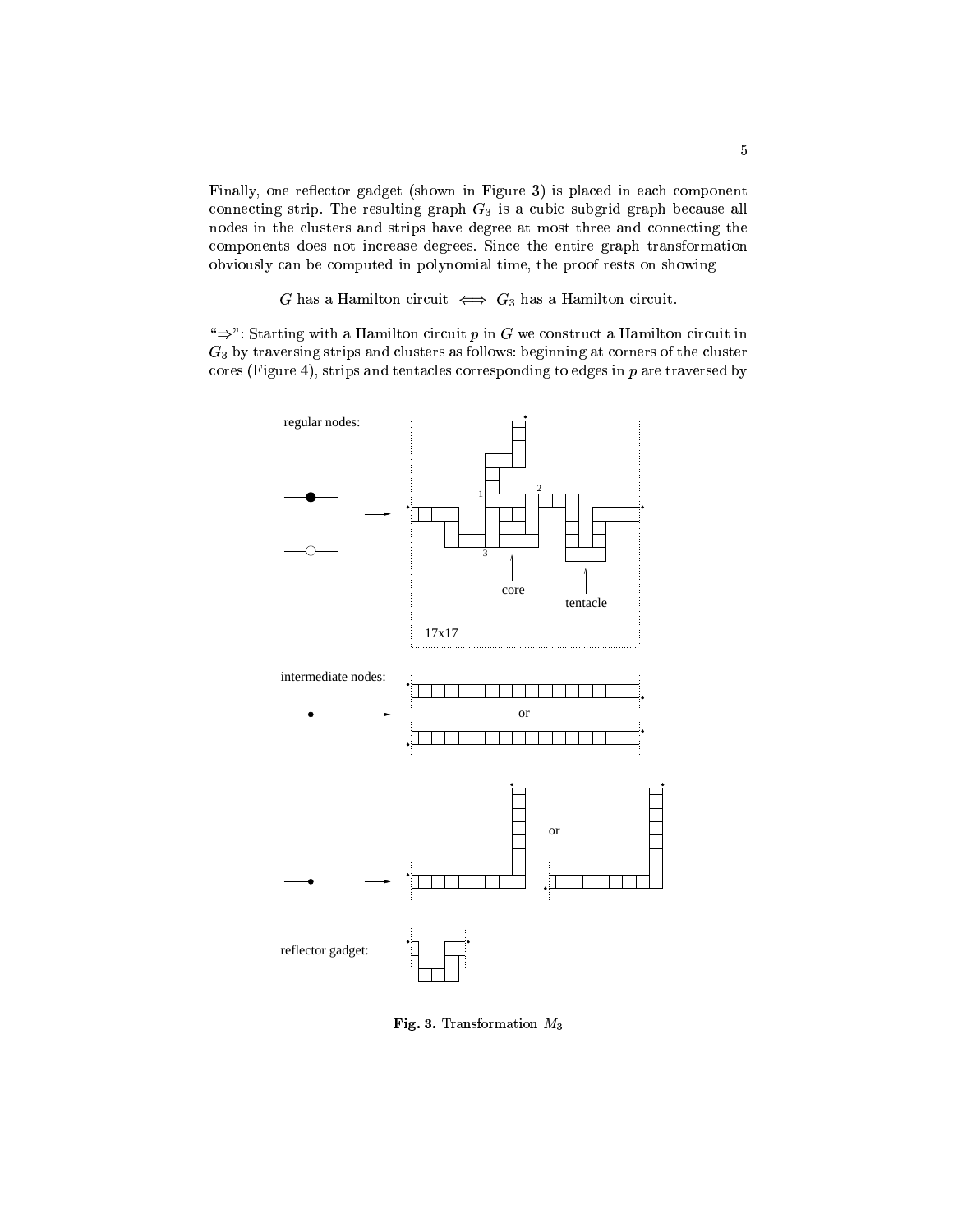Finally, one reflector gadget (shown in Figure 3) is placed in each component connecting strip. The resulting graph $G_3$ is a cubic subgrid graph because all nodes in the clusters and strips have degree at most three and connecting the components does not increase degrees. Since the entire graph transformation obviously can be computed in polynomial time, the proof rests on showing

$$G \text{ has a Hamilton circuit } \iff G_3 \text{ has a Hamilton circuit.}$$

"$\Rightarrow$": Starting with a Hamilton circuit $p$ in $G$ we construct a Hamilton circuit in $G_3$ by traversing strips and clusters as follows: beginning at corners of the cluster cores (Figure 4), strips and tentacles corresponding to edges in $p$ are traversed by

**Fig. 3.** Transformation $M_3$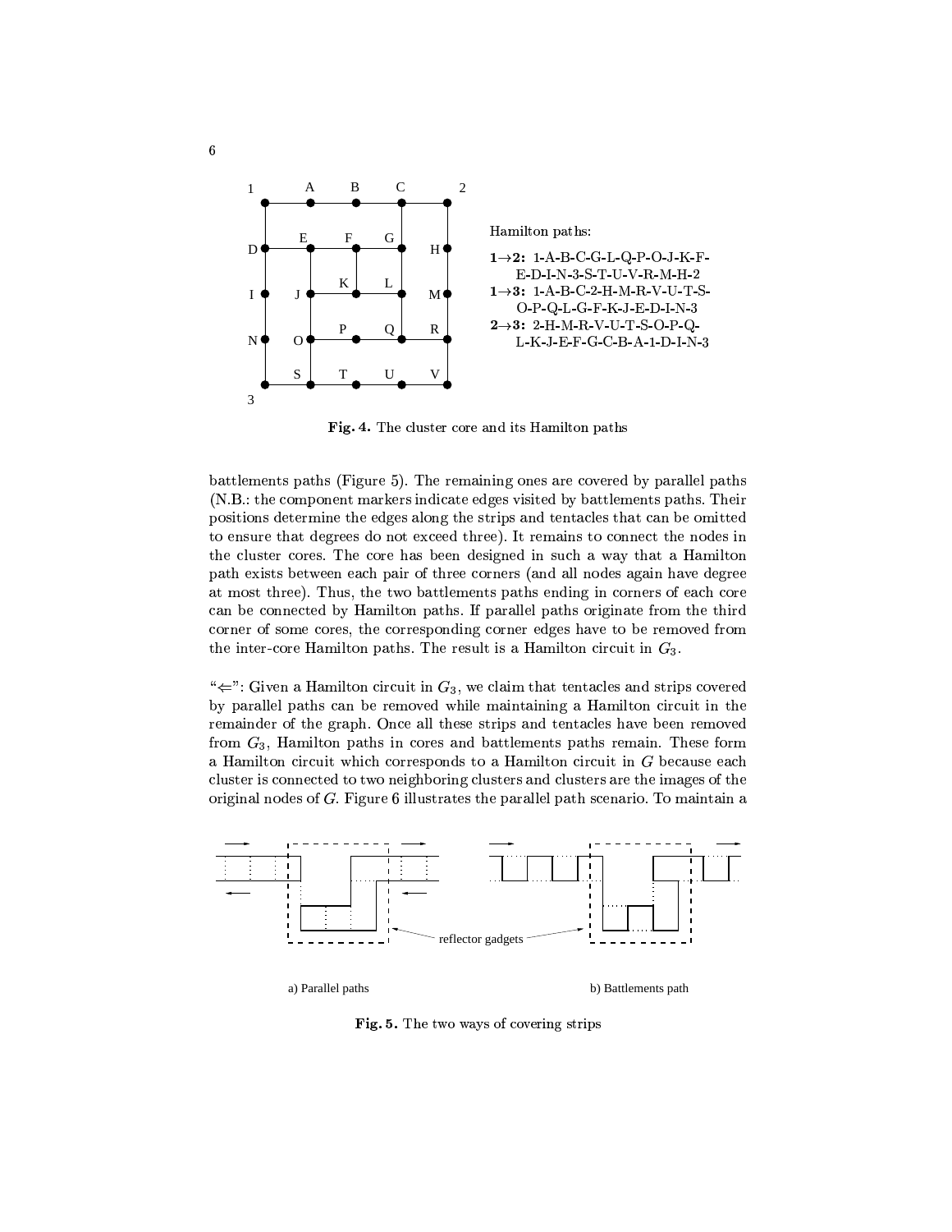Hamilton paths:

**1→2:** 1-A-B-C-G-L-Q-P-O-J-K-F-E-D-I-N-3-S-T-U-V-R-M-H-2

**1→3:** 1-A-B-C-2-H-M-R-V-U-T-S-O-P-Q-L-G-F-K-J-E-D-I-N-3

**2→3:** 2-H-M-R-V-U-T-S-O-P-Q-L-K-J-E-F-G-C-B-A-1-D-I-N-3

**Fig. 4.** The cluster core and its Hamilton paths

battlements paths (Figure 5). The remaining ones are covered by parallel paths (N.B.: the component markers indicate edges visited by battlements paths. Their positions determine the edges along the strips and tentacles that can be omitted to ensure that degrees do not exceed three). It remains to connect the nodes in the cluster cores. The core has been designed in such a way that a Hamilton path exists between each pair of three corners (and all nodes again have degree at most three). Thus, the two battlements paths ending in corners of each core can be connected by Hamilton paths. If parallel paths originate from the third corner of some cores, the corresponding corner edges have to be removed from the inter-core Hamilton paths. The result is a Hamilton circuit in $G_3$.

"$\Leftarrow$": Given a Hamilton circuit in $G_3$, we claim that tentacles and strips covered by parallel paths can be removed while maintaining a Hamilton circuit in the remainder of the graph. Once all these strips and tentacles have been removed from $G_3$, Hamilton paths in cores and battlements paths remain. These form a Hamilton circuit which corresponds to a Hamilton circuit in $G$ because each cluster is connected to two neighboring clusters and clusters are the images of the original nodes of $G$. Figure 6 illustrates the parallel path scenario. To maintain a

reflector gadgets

a) Parallel paths

b) Battlements path

**Fig. 5.** The two ways of covering strips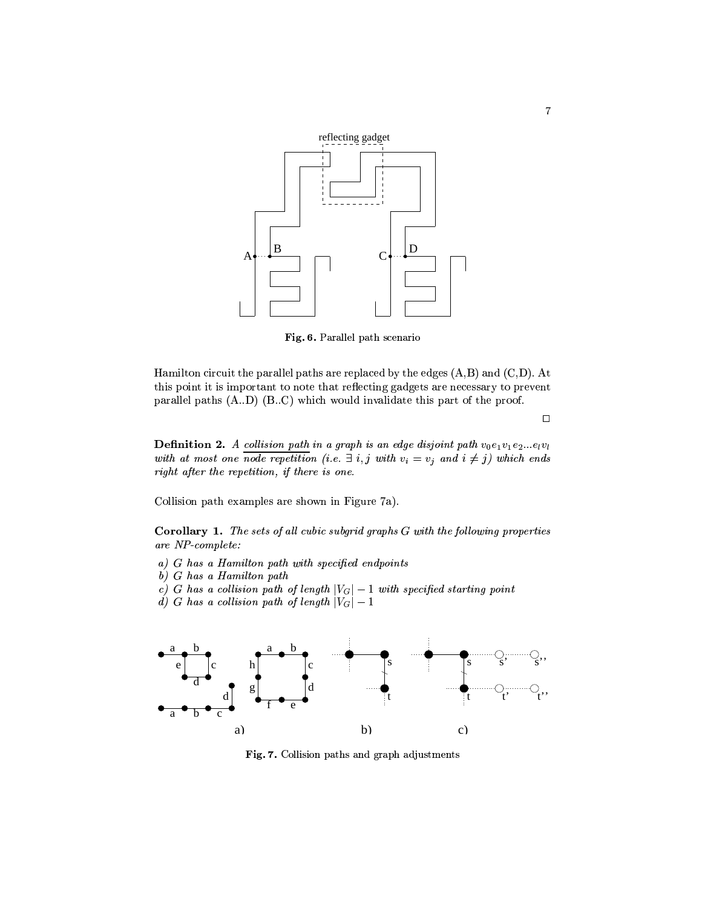Fig. 6. Parallel path scenario

Hamilton circuit the parallel paths are replaced by the edges (A,B) and (C,D). At this point it is important to note that reflecting gadgets are necessary to prevent parallel paths (A..D) (B..C) which would invalidate this part of the proof.

□

**Definition 2.** *A* collision path *in a graph is an edge disjoint path $v_0e_1v_1e_2...e_lv_l$ with at most one node repetition (i.e. $\exists\ i, j$ with $v_i = v_j$ and $i \neq j$) which ends right after the repetition, if there is one.*

Collision path examples are shown in Figure 7a).

**Corollary 1.** *The sets of all cubic subgrid graphs $G$ with the following properties are NP-complete:*

*a) $G$ has a Hamilton path with specified endpoints*
*b) $G$ has a Hamilton path*
*c) $G$ has a collision path of length $|V_G| - 1$ with specified starting point*
*d) $G$ has a collision path of length $|V_G| - 1$*

Fig. 7. Collision paths and graph adjustments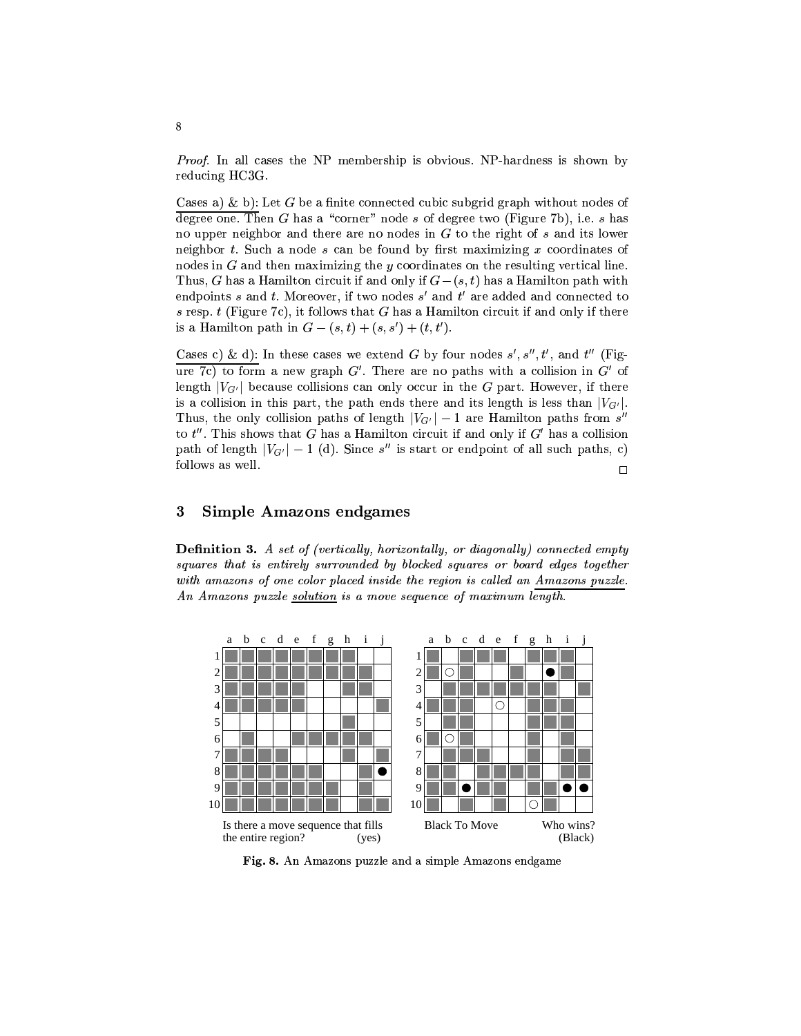*Proof.* In all cases the NP membership is obvious. NP-hardness is shown by reducing HC3G.

Cases a) & b): Let $G$ be a finite connected cubic subgrid graph without nodes of degree one. Then $G$ has a "corner" node $s$ of degree two (Figure 7b), i.e. $s$ has no upper neighbor and there are no nodes in $G$ to the right of $s$ and its lower neighbor $t$. Such a node $s$ can be found by first maximizing $x$ coordinates of nodes in $G$ and then maximizing the $y$ coordinates on the resulting vertical line. Thus, $G$ has a Hamilton circuit if and only if $G-(s,t)$ has a Hamilton path with endpoints $s$ and $t$. Moreover, if two nodes $s'$ and $t'$ are added and connected to $s$ resp. $t$ (Figure 7c), it follows that $G$ has a Hamilton circuit if and only if there is a Hamilton path in $G-(s,t)+(s,s')+(t,t')$.

Cases c) & d): In these cases we extend $G$ by four nodes $s', s'', t'$, and $t''$ (Figure 7c) to form a new graph $G'$. There are no paths with a collision in $G'$ of length $|V_{G'}|$ because collisions can only occur in the $G$ part. However, if there is a collision in this part, the path ends there and its length is less than $|V_{G'}|$. Thus, the only collision paths of length $|V_{G'}|-1$ are Hamilton paths from $s''$ to $t''$. This shows that $G$ has a Hamilton circuit if and only if $G'$ has a collision path of length $|V_{G'}|-1$ (d). Since $s''$ is start or endpoint of all such paths, c) follows as well. □

## 3 Simple Amazons endgames

**Definition 3.** *A set of (vertically, horizontally, or diagonally) connected empty squares that is entirely surrounded by blocked squares or board edges together with amazons of one color placed inside the region is called an* Amazons puzzle. *An Amazons puzzle* solution *is a move sequence of maximum length.*

Is there a move sequence that fills the entire region? (yes)

Black To Move — Who wins? (Black)

**Fig. 8.** An Amazons puzzle and a simple Amazons endgame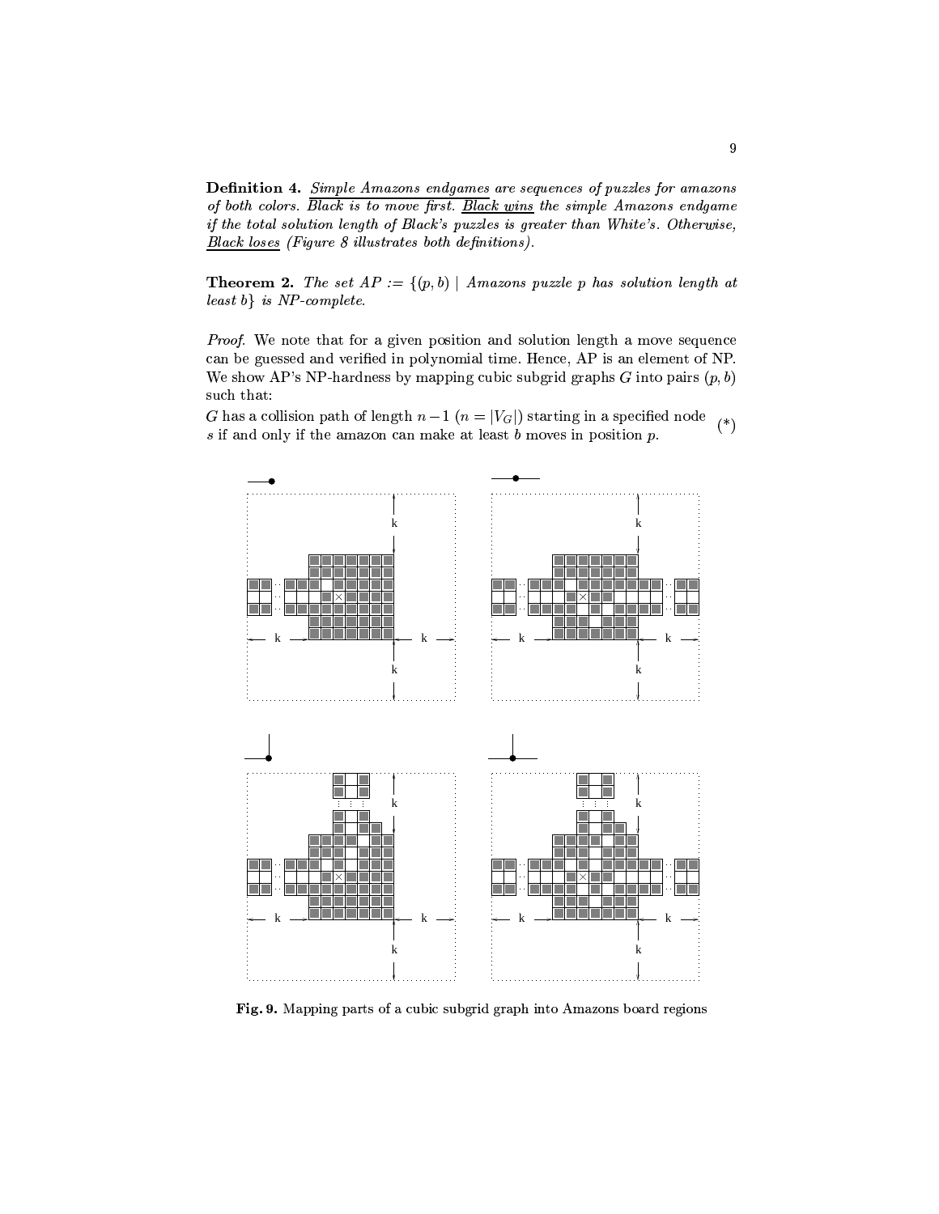**Definition 4.** Simple Amazons endgames are sequences of puzzles for amazons of both colors. Black is to move first. Black wins the simple Amazons endgame if the total solution length of Black's puzzles is greater than White's. Otherwise, Black loses (Figure 8 illustrates both definitions).

**Theorem 2.** *The set $AP := \{(p, b) \mid$ Amazons puzzle $p$ has solution length at least $b\}$ is NP-complete.*

*Proof.* We note that for a given position and solution length a move sequence can be guessed and verified in polynomial time. Hence, AP is an element of NP. We show AP's NP-hardness by mapping cubic subgrid graphs $G$ into pairs $(p, b)$ such that:

$G$ has a collision path of length $n-1$ ($n = |V_G|$) starting in a specified node $s$ if and only if the amazon can make at least $b$ moves in position $p$. (*)

**Fig. 9.** Mapping parts of a cubic subgrid graph into Amazons board regions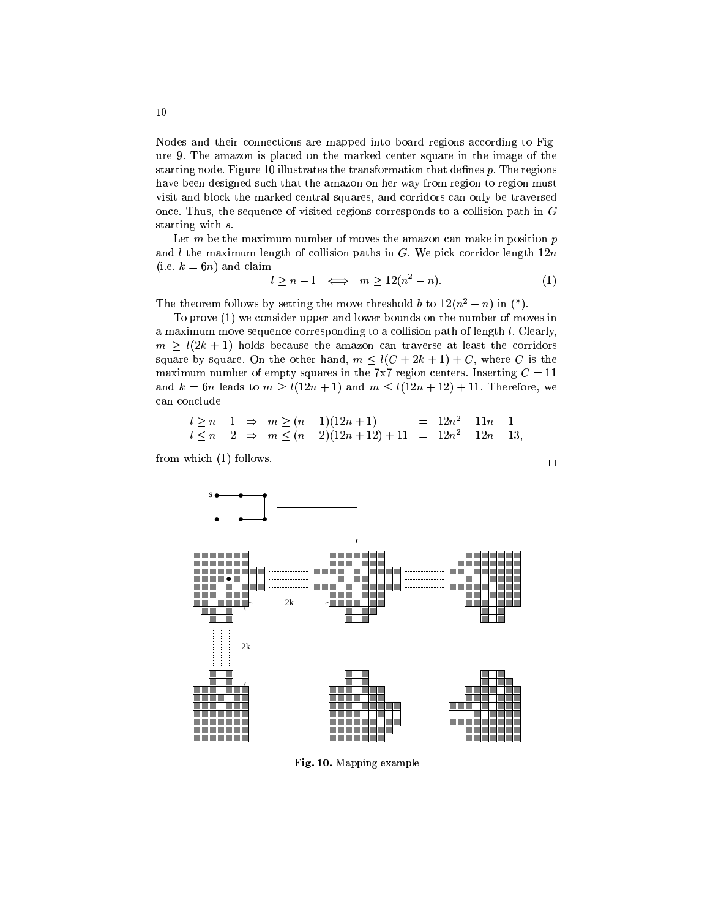Nodes and their connections are mapped into board regions according to Figure 9. The amazon is placed on the marked center square in the image of the starting node. Figure 10 illustrates the transformation that defines $p$. The regions have been designed such that the amazon on her way from region to region must visit and block the marked central squares, and corridors can only be traversed once. Thus, the sequence of visited regions corresponds to a collision path in $G$ starting with $s$.

Let $m$ be the maximum number of moves the amazon can make in position $p$ and $l$ the maximum length of collision paths in $G$. We pick corridor length $12n$ (i.e. $k = 6n$) and claim

$$l \geq n - 1 \iff m \geq 12(n^2 - n). \tag{1}$$

The theorem follows by setting the move threshold $b$ to $12(n^2 - n)$ in (*).

To prove (1) we consider upper and lower bounds on the number of moves in a maximum move sequence corresponding to a collision path of length $l$. Clearly, $m \geq l(2k + 1)$ holds because the amazon can traverse at least the corridors square by square. On the other hand, $m \leq l(C + 2k + 1) + C$, where $C$ is the maximum number of empty squares in the 7x7 region centers. Inserting $C = 11$ and $k = 6n$ leads to $m \geq l(12n + 1)$ and $m \leq l(12n + 12) + 11$. Therefore, we can conclude

$$\begin{aligned}
l \geq n - 1 &\Rightarrow m \geq (n - 1)(12n + 1) &&= 12n^2 - 11n - 1 \\
l \leq n - 2 &\Rightarrow m \leq (n - 2)(12n + 12) + 11 &&= 12n^2 - 12n - 13,
\end{aligned}$$

from which (1) follows. □

**Fig. 10.** Mapping example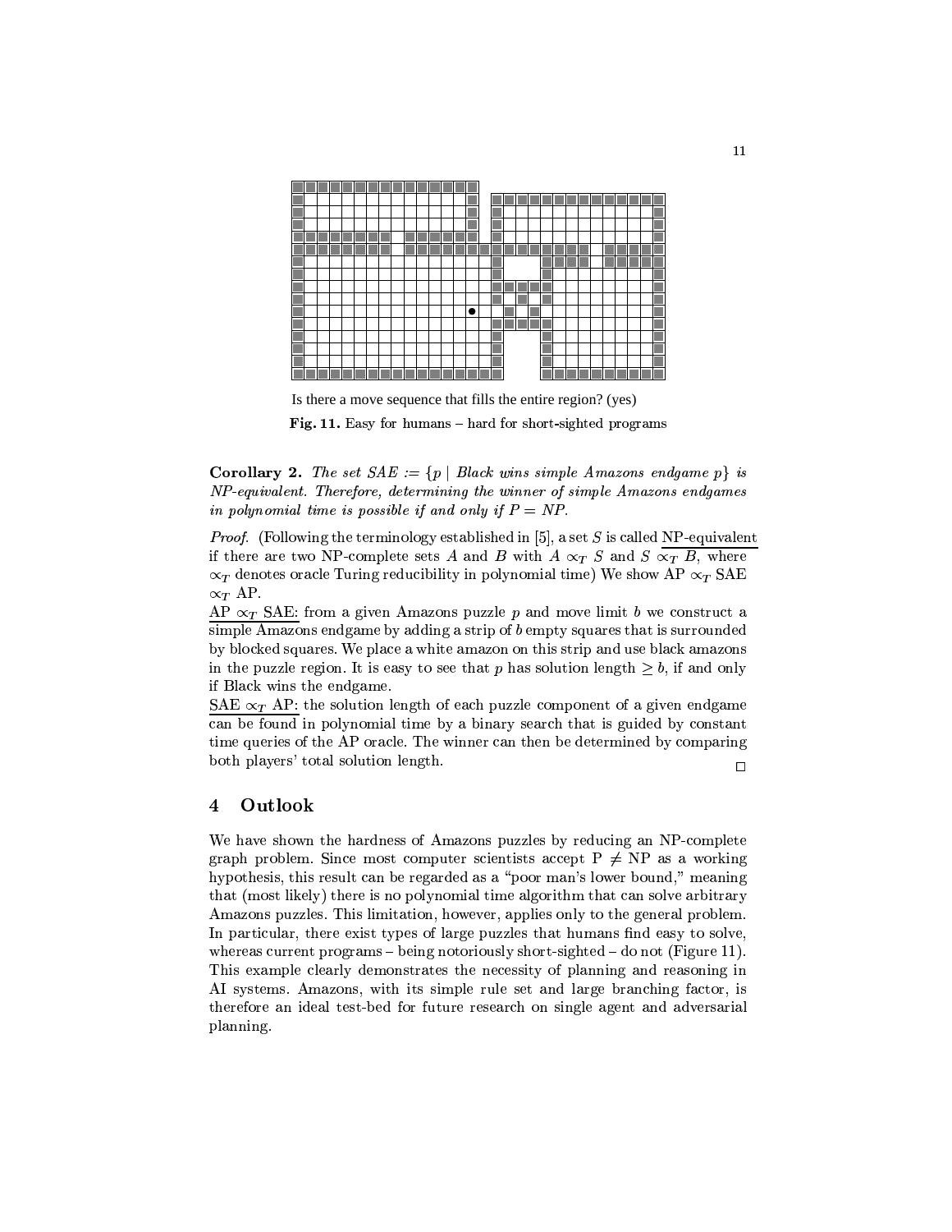Is there a move sequence that fills the entire region? (yes)

**Fig. 11.** Easy for humans – hard for short-sighted programs

**Corollary 2.** *The set $SAE := \{p \mid$ Black wins simple Amazons endgame $p\}$ is NP-equivalent. Therefore, determining the winner of simple Amazons endgames in polynomial time is possible if and only if P = NP.*

*Proof.* (Following the terminology established in [5], a set $S$ is called NP-equivalent if there are two NP-complete sets $A$ and $B$ with $A \propto_T S$ and $S \propto_T B$, where $\propto_T$ denotes oracle Turing reducibility in polynomial time) We show AP $\propto_T$ SAE $\propto_T$ AP.

AP $\propto_T$ SAE: from a given Amazons puzzle $p$ and move limit $b$ we construct a simple Amazons endgame by adding a strip of $b$ empty squares that is surrounded by blocked squares. We place a white amazon on this strip and use black amazons in the puzzle region. It is easy to see that $p$ has solution length $\geq b$, if and only if Black wins the endgame.

SAE $\propto_T$ AP: the solution length of each puzzle component of a given endgame can be found in polynomial time by a binary search that is guided by constant time queries of the AP oracle. The winner can then be determined by comparing both players' total solution length. □

## 4 Outlook

We have shown the hardness of Amazons puzzles by reducing an NP-complete graph problem. Since most computer scientists accept P ≠ NP as a working hypothesis, this result can be regarded as a "poor man's lower bound," meaning that (most likely) there is no polynomial time algorithm that can solve arbitrary Amazons puzzles. This limitation, however, applies only to the general problem. In particular, there exist types of large puzzles that humans find easy to solve, whereas current programs – being notoriously short-sighted – do not (Figure 11). This example clearly demonstrates the necessity of planning and reasoning in AI systems. Amazons, with its simple rule set and large branching factor, is therefore an ideal test-bed for future research on single agent and adversarial planning.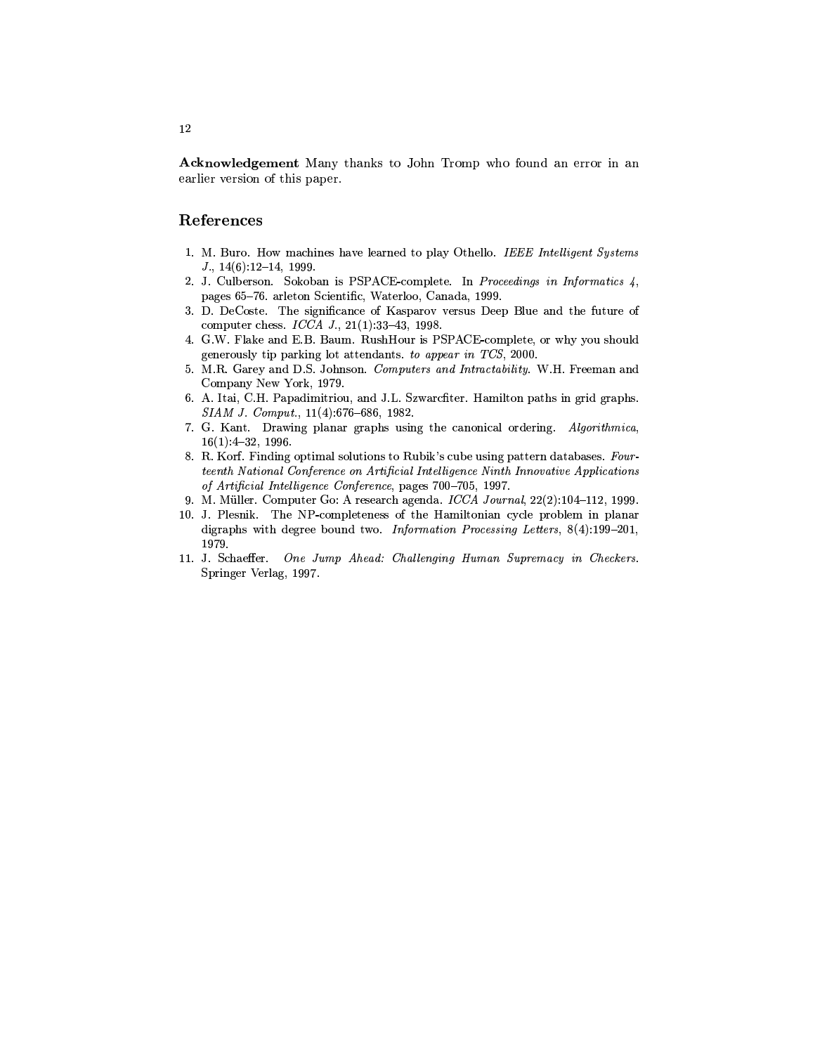**Acknowledgement** Many thanks to John Tromp who found an error in an earlier version of this paper.

## References

1. M. Buro. How machines have learned to play Othello. *IEEE Intelligent Systems J.*, 14(6):12–14, 1999.
2. J. Culberson. Sokoban is PSPACE-complete. In *Proceedings in Informatics 4*, pages 65–76. arleton Scientific, Waterloo, Canada, 1999.
3. D. DeCoste. The significance of Kasparov versus Deep Blue and the future of computer chess. *ICCA J.*, 21(1):33–43, 1998.
4. G.W. Flake and E.B. Baum. RushHour is PSPACE-complete, or why you should generously tip parking lot attendants. *to appear in TCS*, 2000.
5. M.R. Garey and D.S. Johnson. *Computers and Intractability*. W.H. Freeman and Company New York, 1979.
6. A. Itai, C.H. Papadimitriou, and J.L. Szwarcfiter. Hamilton paths in grid graphs. *SIAM J. Comput.*, 11(4):676–686, 1982.
7. G. Kant. Drawing planar graphs using the canonical ordering. *Algorithmica*, 16(1):4–32, 1996.
8. R. Korf. Finding optimal solutions to Rubik's cube using pattern databases. *Fourteenth National Conference on Artificial Intelligence Ninth Innovative Applications of Artificial Intelligence Conference*, pages 700–705, 1997.
9. M. Müller. Computer Go: A research agenda. *ICCA Journal*, 22(2):104–112, 1999.
10. J. Plesnik. The NP-completeness of the Hamiltonian cycle problem in planar digraphs with degree bound two. *Information Processing Letters*, 8(4):199–201, 1979.
11. J. Schaeffer. *One Jump Ahead: Challenging Human Supremacy in Checkers*. Springer Verlag, 1997.